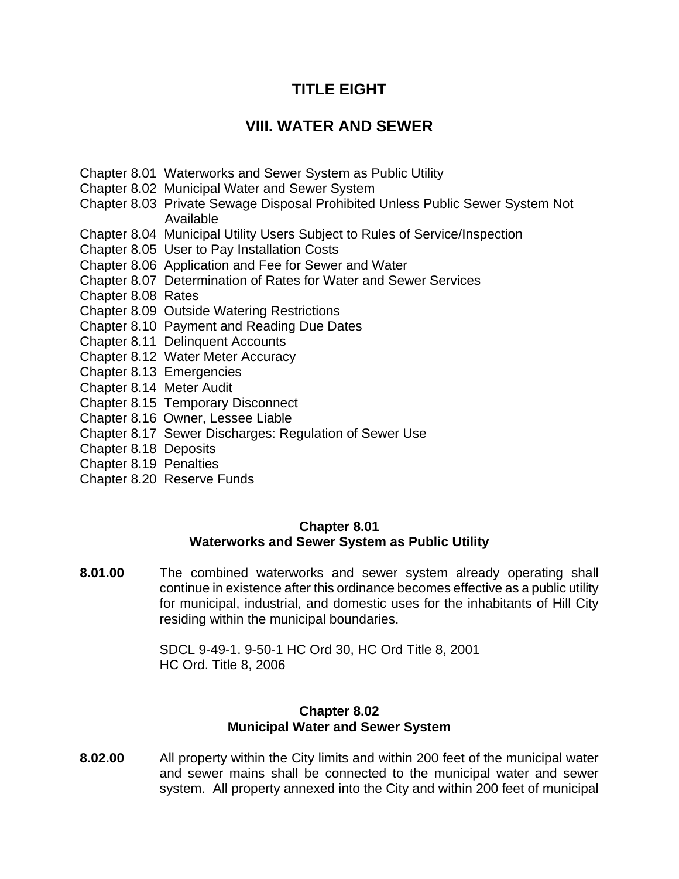# TITLE EIGHT

# VIII. WATER AND SEWER

Chapter 8.01 Waterworks and Sewer System as Public Utility
Chapter 8.02 Municipal Water and Sewer System
Chapter 8.03 Private Sewage Disposal Prohibited Unless Public Sewer System Not Available
Chapter 8.04 Municipal Utility Users Subject to Rules of Service/Inspection
Chapter 8.05 User to Pay Installation Costs
Chapter 8.06 Application and Fee for Sewer and Water
Chapter 8.07 Determination of Rates for Water and Sewer Services
Chapter 8.08 Rates
Chapter 8.09 Outside Watering Restrictions
Chapter 8.10 Payment and Reading Due Dates
Chapter 8.11 Delinquent Accounts
Chapter 8.12 Water Meter Accuracy
Chapter 8.13 Emergencies
Chapter 8.14 Meter Audit
Chapter 8.15 Temporary Disconnect
Chapter 8.16 Owner, Lessee Liable
Chapter 8.17 Sewer Discharges: Regulation of Sewer Use
Chapter 8.18 Deposits
Chapter 8.19 Penalties
Chapter 8.20 Reserve Funds

## Chapter 8.01
## Waterworks and Sewer System as Public Utility

**8.01.00** The combined waterworks and sewer system already operating shall continue in existence after this ordinance becomes effective as a public utility for municipal, industrial, and domestic uses for the inhabitants of Hill City residing within the municipal boundaries.

SDCL 9-49-1. 9-50-1 HC Ord 30, HC Ord Title 8, 2001
HC Ord. Title 8, 2006

## Chapter 8.02
## Municipal Water and Sewer System

**8.02.00** All property within the City limits and within 200 feet of the municipal water and sewer mains shall be connected to the municipal water and sewer system. All property annexed into the City and within 200 feet of municipal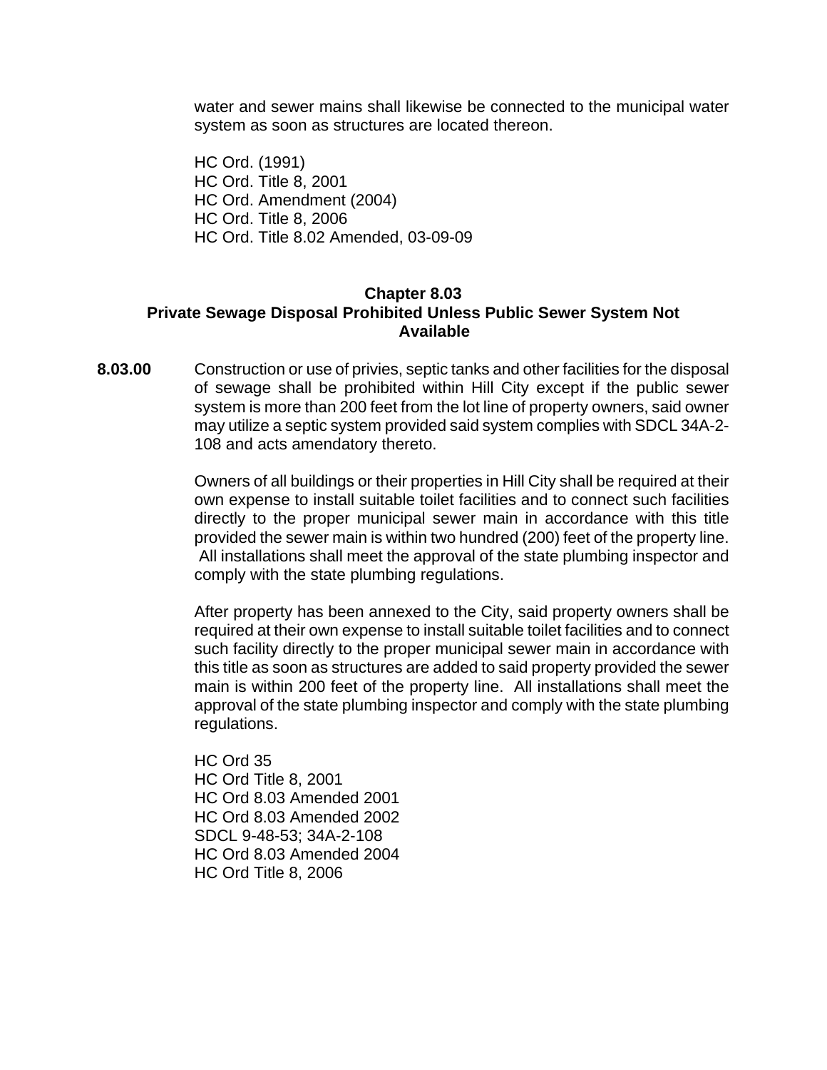water and sewer mains shall likewise be connected to the municipal water system as soon as structures are located thereon.

HC Ord. (1991)
HC Ord. Title 8, 2001
HC Ord. Amendment (2004)
HC Ord. Title 8, 2006
HC Ord. Title 8.02 Amended, 03-09-09

## Chapter 8.03
## Private Sewage Disposal Prohibited Unless Public Sewer System Not Available

**8.03.00** Construction or use of privies, septic tanks and other facilities for the disposal of sewage shall be prohibited within Hill City except if the public sewer system is more than 200 feet from the lot line of property owners, said owner may utilize a septic system provided said system complies with SDCL 34A-2-108 and acts amendatory thereto.

Owners of all buildings or their properties in Hill City shall be required at their own expense to install suitable toilet facilities and to connect such facilities directly to the proper municipal sewer main in accordance with this title provided the sewer main is within two hundred (200) feet of the property line. All installations shall meet the approval of the state plumbing inspector and comply with the state plumbing regulations.

After property has been annexed to the City, said property owners shall be required at their own expense to install suitable toilet facilities and to connect such facility directly to the proper municipal sewer main in accordance with this title as soon as structures are added to said property provided the sewer main is within 200 feet of the property line. All installations shall meet the approval of the state plumbing inspector and comply with the state plumbing regulations.

HC Ord 35
HC Ord Title 8, 2001
HC Ord 8.03 Amended 2001
HC Ord 8.03 Amended 2002
SDCL 9-48-53; 34A-2-108
HC Ord 8.03 Amended 2004
HC Ord Title 8, 2006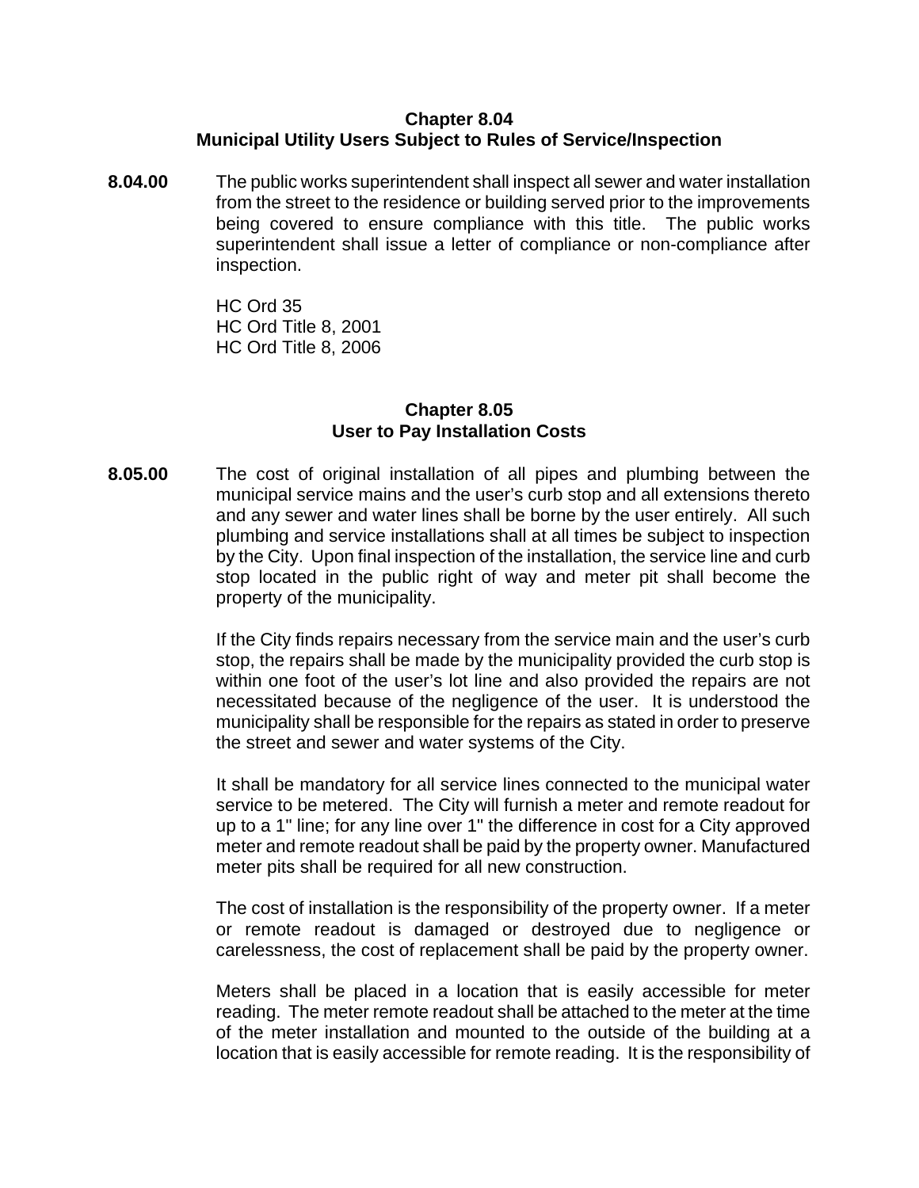## Chapter 8.04
## Municipal Utility Users Subject to Rules of Service/Inspection

**8.04.00** The public works superintendent shall inspect all sewer and water installation from the street to the residence or building served prior to the improvements being covered to ensure compliance with this title. The public works superintendent shall issue a letter of compliance or non-compliance after inspection.

HC Ord 35
HC Ord Title 8, 2001
HC Ord Title 8, 2006

## Chapter 8.05
## User to Pay Installation Costs

**8.05.00** The cost of original installation of all pipes and plumbing between the municipal service mains and the user's curb stop and all extensions thereto and any sewer and water lines shall be borne by the user entirely. All such plumbing and service installations shall at all times be subject to inspection by the City. Upon final inspection of the installation, the service line and curb stop located in the public right of way and meter pit shall become the property of the municipality.

If the City finds repairs necessary from the service main and the user's curb stop, the repairs shall be made by the municipality provided the curb stop is within one foot of the user's lot line and also provided the repairs are not necessitated because of the negligence of the user. It is understood the municipality shall be responsible for the repairs as stated in order to preserve the street and sewer and water systems of the City.

It shall be mandatory for all service lines connected to the municipal water service to be metered. The City will furnish a meter and remote readout for up to a 1" line; for any line over 1" the difference in cost for a City approved meter and remote readout shall be paid by the property owner. Manufactured meter pits shall be required for all new construction.

The cost of installation is the responsibility of the property owner. If a meter or remote readout is damaged or destroyed due to negligence or carelessness, the cost of replacement shall be paid by the property owner.

Meters shall be placed in a location that is easily accessible for meter reading. The meter remote readout shall be attached to the meter at the time of the meter installation and mounted to the outside of the building at a location that is easily accessible for remote reading. It is the responsibility of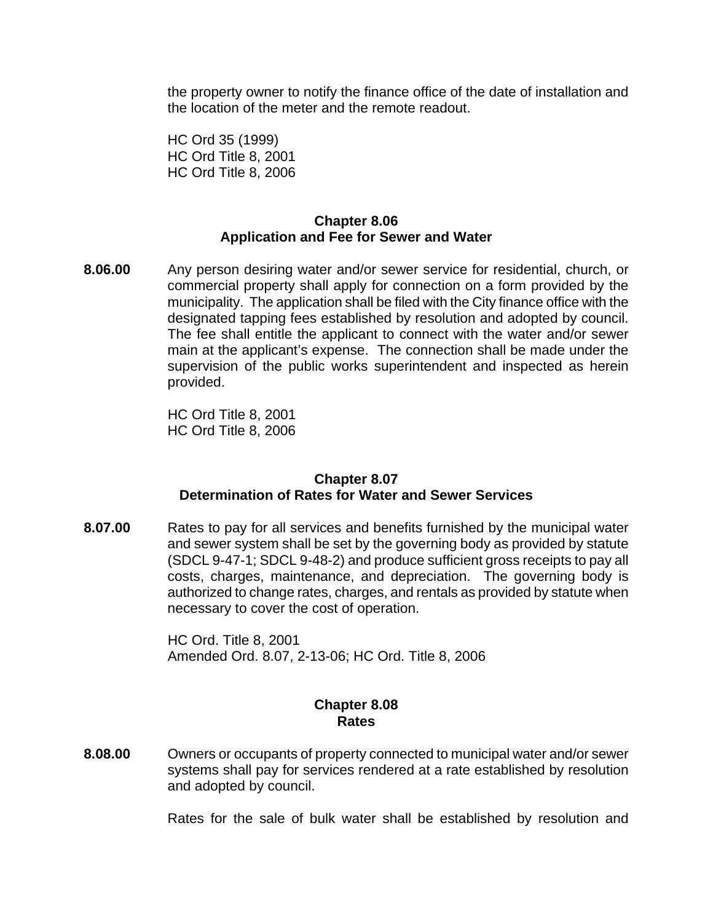the property owner to notify the finance office of the date of installation and the location of the meter and the remote readout.

HC Ord 35 (1999)
HC Ord Title 8, 2001
HC Ord Title 8, 2006

## Chapter 8.06
## Application and Fee for Sewer and Water

**8.06.00** Any person desiring water and/or sewer service for residential, church, or commercial property shall apply for connection on a form provided by the municipality. The application shall be filed with the City finance office with the designated tapping fees established by resolution and adopted by council. The fee shall entitle the applicant to connect with the water and/or sewer main at the applicant's expense. The connection shall be made under the supervision of the public works superintendent and inspected as herein provided.

HC Ord Title 8, 2001
HC Ord Title 8, 2006

## Chapter 8.07
## Determination of Rates for Water and Sewer Services

**8.07.00** Rates to pay for all services and benefits furnished by the municipal water and sewer system shall be set by the governing body as provided by statute (SDCL 9-47-1; SDCL 9-48-2) and produce sufficient gross receipts to pay all costs, charges, maintenance, and depreciation. The governing body is authorized to change rates, charges, and rentals as provided by statute when necessary to cover the cost of operation.

HC Ord. Title 8, 2001
Amended Ord. 8.07, 2-13-06; HC Ord. Title 8, 2006

## Chapter 8.08
## Rates

**8.08.00** Owners or occupants of property connected to municipal water and/or sewer systems shall pay for services rendered at a rate established by resolution and adopted by council.

Rates for the sale of bulk water shall be established by resolution and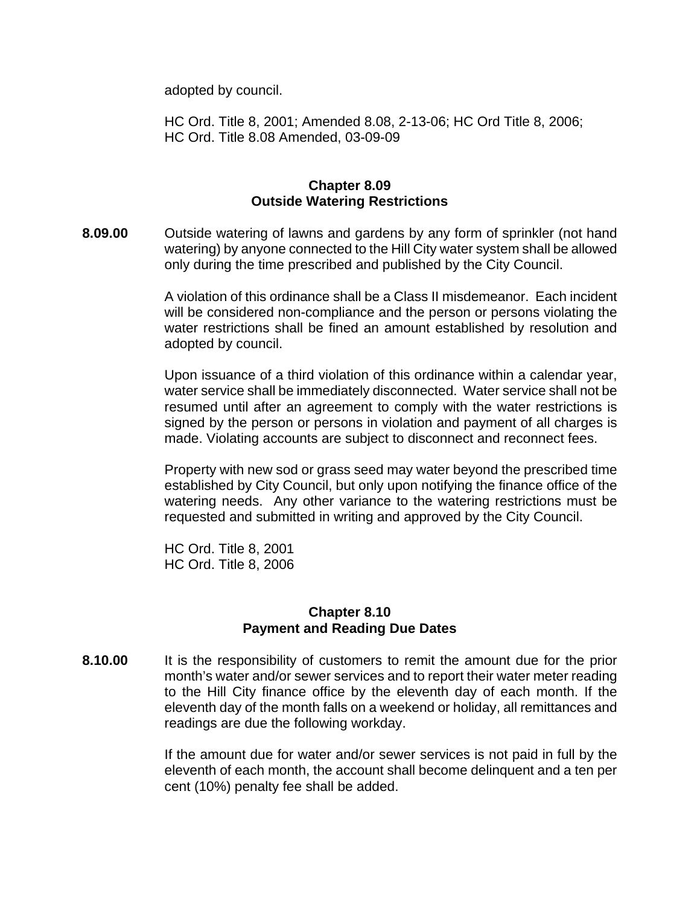adopted by council.

HC Ord. Title 8, 2001; Amended 8.08, 2-13-06; HC Ord Title 8, 2006; HC Ord. Title 8.08 Amended, 03-09-09

## Chapter 8.09
## Outside Watering Restrictions

**8.09.00** Outside watering of lawns and gardens by any form of sprinkler (not hand watering) by anyone connected to the Hill City water system shall be allowed only during the time prescribed and published by the City Council.

A violation of this ordinance shall be a Class II misdemeanor. Each incident will be considered non-compliance and the person or persons violating the water restrictions shall be fined an amount established by resolution and adopted by council.

Upon issuance of a third violation of this ordinance within a calendar year, water service shall be immediately disconnected. Water service shall not be resumed until after an agreement to comply with the water restrictions is signed by the person or persons in violation and payment of all charges is made. Violating accounts are subject to disconnect and reconnect fees.

Property with new sod or grass seed may water beyond the prescribed time established by City Council, but only upon notifying the finance office of the watering needs. Any other variance to the watering restrictions must be requested and submitted in writing and approved by the City Council.

HC Ord. Title 8, 2001
HC Ord. Title 8, 2006

## Chapter 8.10
## Payment and Reading Due Dates

**8.10.00** It is the responsibility of customers to remit the amount due for the prior month's water and/or sewer services and to report their water meter reading to the Hill City finance office by the eleventh day of each month. If the eleventh day of the month falls on a weekend or holiday, all remittances and readings are due the following workday.

If the amount due for water and/or sewer services is not paid in full by the eleventh of each month, the account shall become delinquent and a ten per cent (10%) penalty fee shall be added.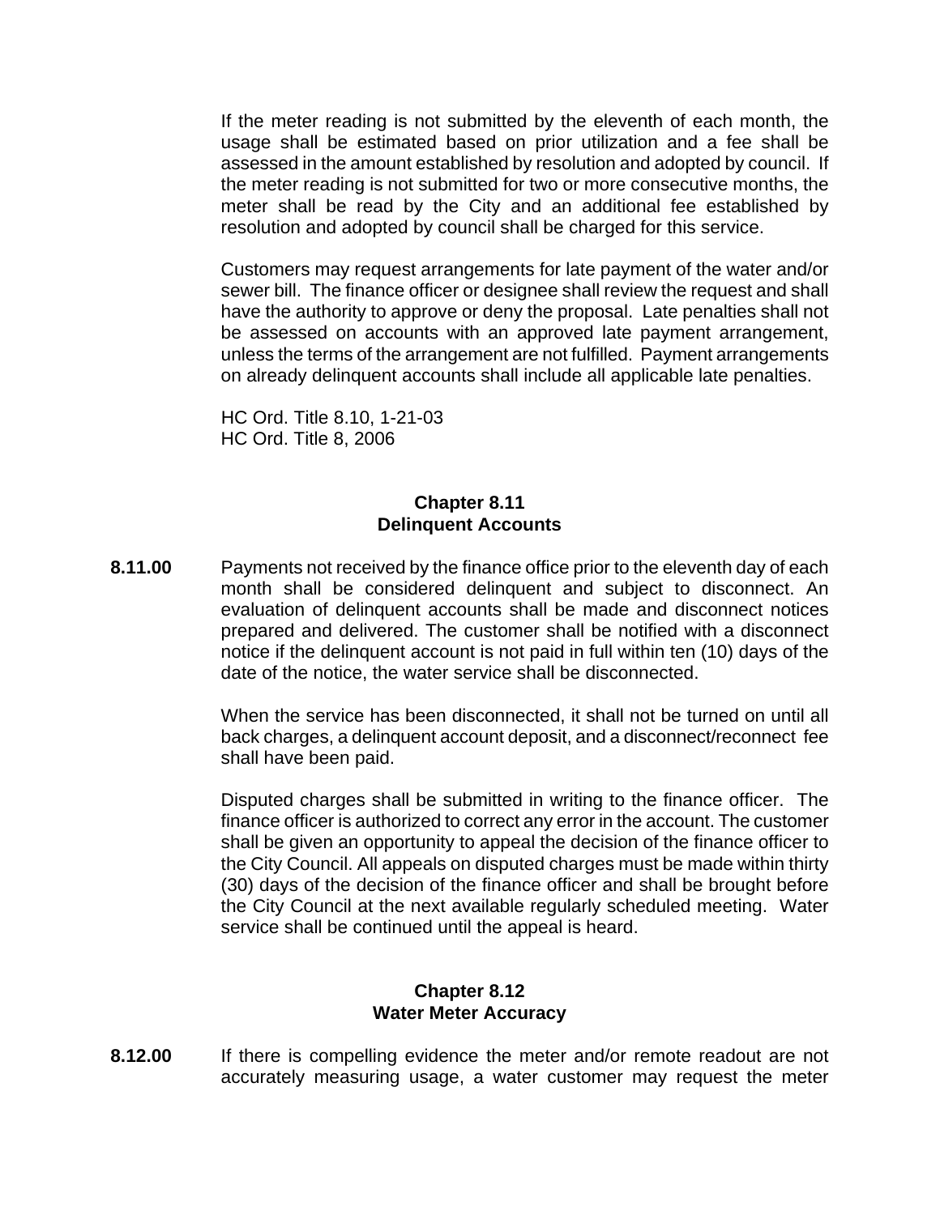If the meter reading is not submitted by the eleventh of each month, the usage shall be estimated based on prior utilization and a fee shall be assessed in the amount established by resolution and adopted by council. If the meter reading is not submitted for two or more consecutive months, the meter shall be read by the City and an additional fee established by resolution and adopted by council shall be charged for this service.

Customers may request arrangements for late payment of the water and/or sewer bill. The finance officer or designee shall review the request and shall have the authority to approve or deny the proposal. Late penalties shall not be assessed on accounts with an approved late payment arrangement, unless the terms of the arrangement are not fulfilled. Payment arrangements on already delinquent accounts shall include all applicable late penalties.

HC Ord. Title 8.10, 1-21-03
HC Ord. Title 8, 2006

## Chapter 8.11
## Delinquent Accounts

**8.11.00** Payments not received by the finance office prior to the eleventh day of each month shall be considered delinquent and subject to disconnect. An evaluation of delinquent accounts shall be made and disconnect notices prepared and delivered. The customer shall be notified with a disconnect notice if the delinquent account is not paid in full within ten (10) days of the date of the notice, the water service shall be disconnected.

When the service has been disconnected, it shall not be turned on until all back charges, a delinquent account deposit, and a disconnect/reconnect fee shall have been paid.

Disputed charges shall be submitted in writing to the finance officer. The finance officer is authorized to correct any error in the account. The customer shall be given an opportunity to appeal the decision of the finance officer to the City Council. All appeals on disputed charges must be made within thirty (30) days of the decision of the finance officer and shall be brought before the City Council at the next available regularly scheduled meeting. Water service shall be continued until the appeal is heard.

## Chapter 8.12
## Water Meter Accuracy

**8.12.00** If there is compelling evidence the meter and/or remote readout are not accurately measuring usage, a water customer may request the meter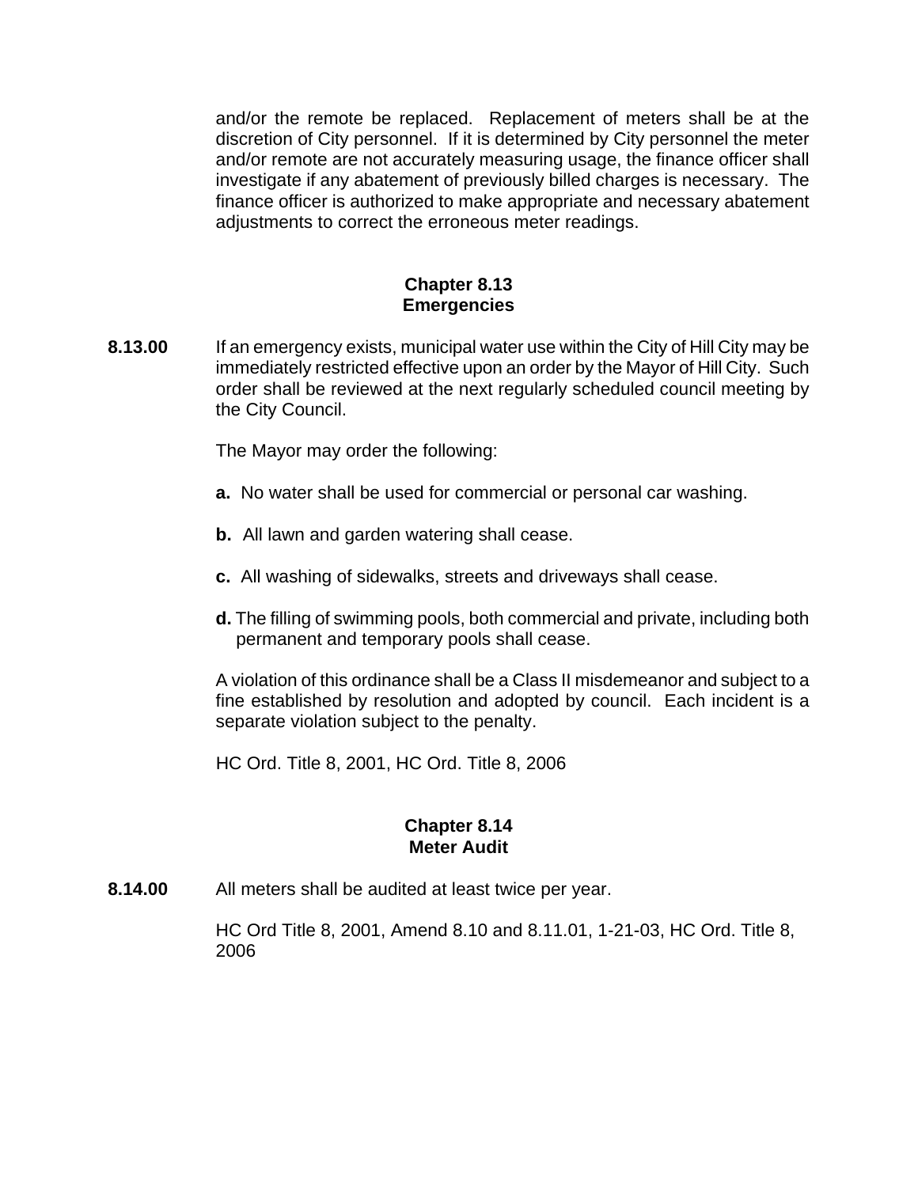and/or the remote be replaced. Replacement of meters shall be at the discretion of City personnel. If it is determined by City personnel the meter and/or remote are not accurately measuring usage, the finance officer shall investigate if any abatement of previously billed charges is necessary. The finance officer is authorized to make appropriate and necessary abatement adjustments to correct the erroneous meter readings.

## Chapter 8.13
## Emergencies

**8.13.00** If an emergency exists, municipal water use within the City of Hill City may be immediately restricted effective upon an order by the Mayor of Hill City. Such order shall be reviewed at the next regularly scheduled council meeting by the City Council.

The Mayor may order the following:

**a.** No water shall be used for commercial or personal car washing.

**b.** All lawn and garden watering shall cease.

**c.** All washing of sidewalks, streets and driveways shall cease.

**d.** The filling of swimming pools, both commercial and private, including both permanent and temporary pools shall cease.

A violation of this ordinance shall be a Class II misdemeanor and subject to a fine established by resolution and adopted by council. Each incident is a separate violation subject to the penalty.

HC Ord. Title 8, 2001, HC Ord. Title 8, 2006

## Chapter 8.14
## Meter Audit

**8.14.00** All meters shall be audited at least twice per year.

HC Ord Title 8, 2001, Amend 8.10 and 8.11.01, 1-21-03, HC Ord. Title 8, 2006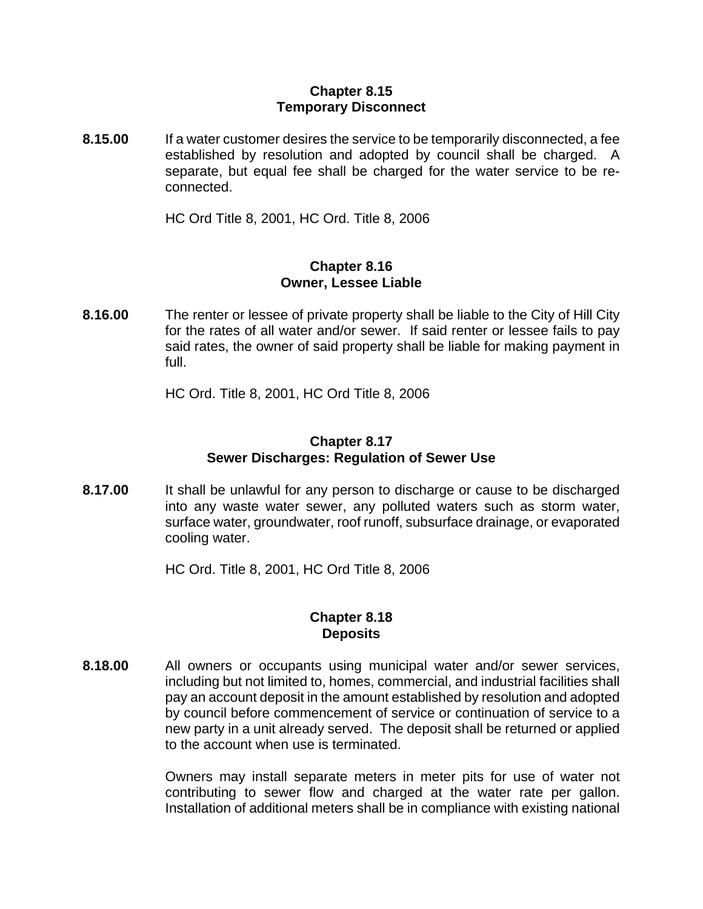## Chapter 8.15
## Temporary Disconnect

**8.15.00** If a water customer desires the service to be temporarily disconnected, a fee established by resolution and adopted by council shall be charged. A separate, but equal fee shall be charged for the water service to be re-connected.

HC Ord Title 8, 2001, HC Ord. Title 8, 2006

## Chapter 8.16
## Owner, Lessee Liable

**8.16.00** The renter or lessee of private property shall be liable to the City of Hill City for the rates of all water and/or sewer. If said renter or lessee fails to pay said rates, the owner of said property shall be liable for making payment in full.

HC Ord. Title 8, 2001, HC Ord Title 8, 2006

## Chapter 8.17
## Sewer Discharges: Regulation of Sewer Use

**8.17.00** It shall be unlawful for any person to discharge or cause to be discharged into any waste water sewer, any polluted waters such as storm water, surface water, groundwater, roof runoff, subsurface drainage, or evaporated cooling water.

HC Ord. Title 8, 2001, HC Ord Title 8, 2006

## Chapter 8.18
## Deposits

**8.18.00** All owners or occupants using municipal water and/or sewer services, including but not limited to, homes, commercial, and industrial facilities shall pay an account deposit in the amount established by resolution and adopted by council before commencement of service or continuation of service to a new party in a unit already served. The deposit shall be returned or applied to the account when use is terminated.

Owners may install separate meters in meter pits for use of water not contributing to sewer flow and charged at the water rate per gallon. Installation of additional meters shall be in compliance with existing national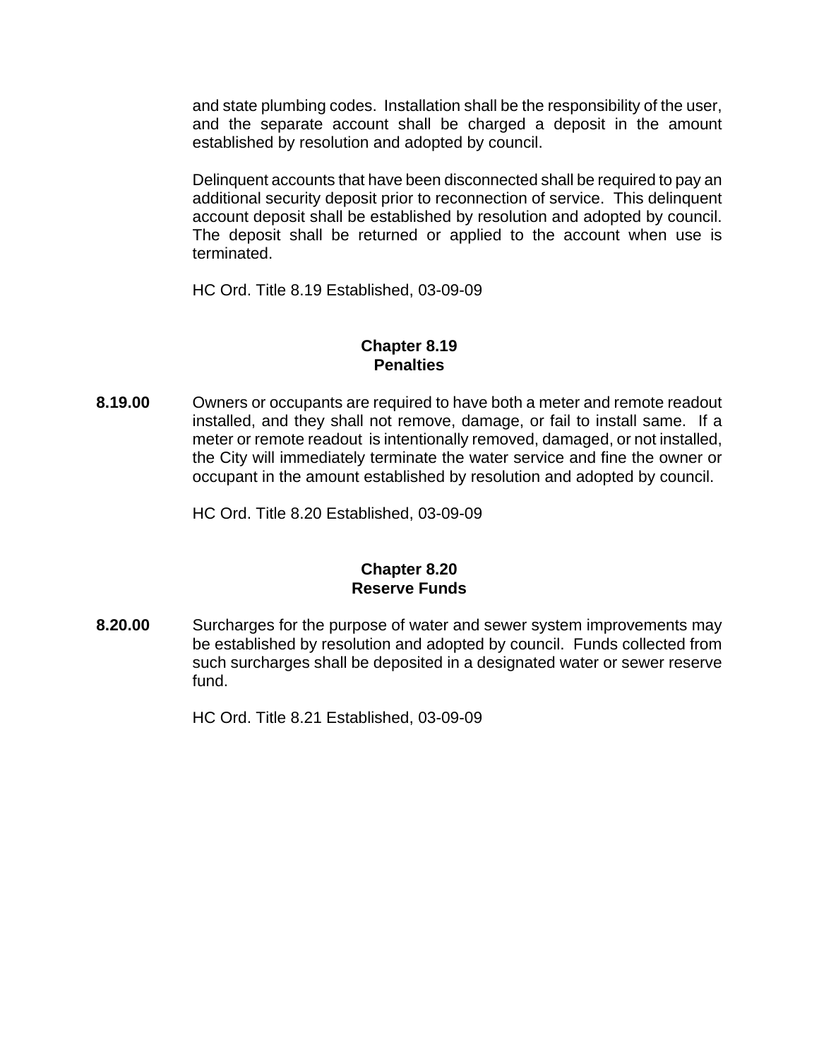and state plumbing codes. Installation shall be the responsibility of the user, and the separate account shall be charged a deposit in the amount established by resolution and adopted by council.

Delinquent accounts that have been disconnected shall be required to pay an additional security deposit prior to reconnection of service. This delinquent account deposit shall be established by resolution and adopted by council. The deposit shall be returned or applied to the account when use is terminated.

HC Ord. Title 8.19 Established, 03-09-09

## Chapter 8.19
## Penalties

**8.19.00** Owners or occupants are required to have both a meter and remote readout installed, and they shall not remove, damage, or fail to install same. If a meter or remote readout is intentionally removed, damaged, or not installed, the City will immediately terminate the water service and fine the owner or occupant in the amount established by resolution and adopted by council.

HC Ord. Title 8.20 Established, 03-09-09

## Chapter 8.20
## Reserve Funds

**8.20.00** Surcharges for the purpose of water and sewer system improvements may be established by resolution and adopted by council. Funds collected from such surcharges shall be deposited in a designated water or sewer reserve fund.

HC Ord. Title 8.21 Established, 03-09-09